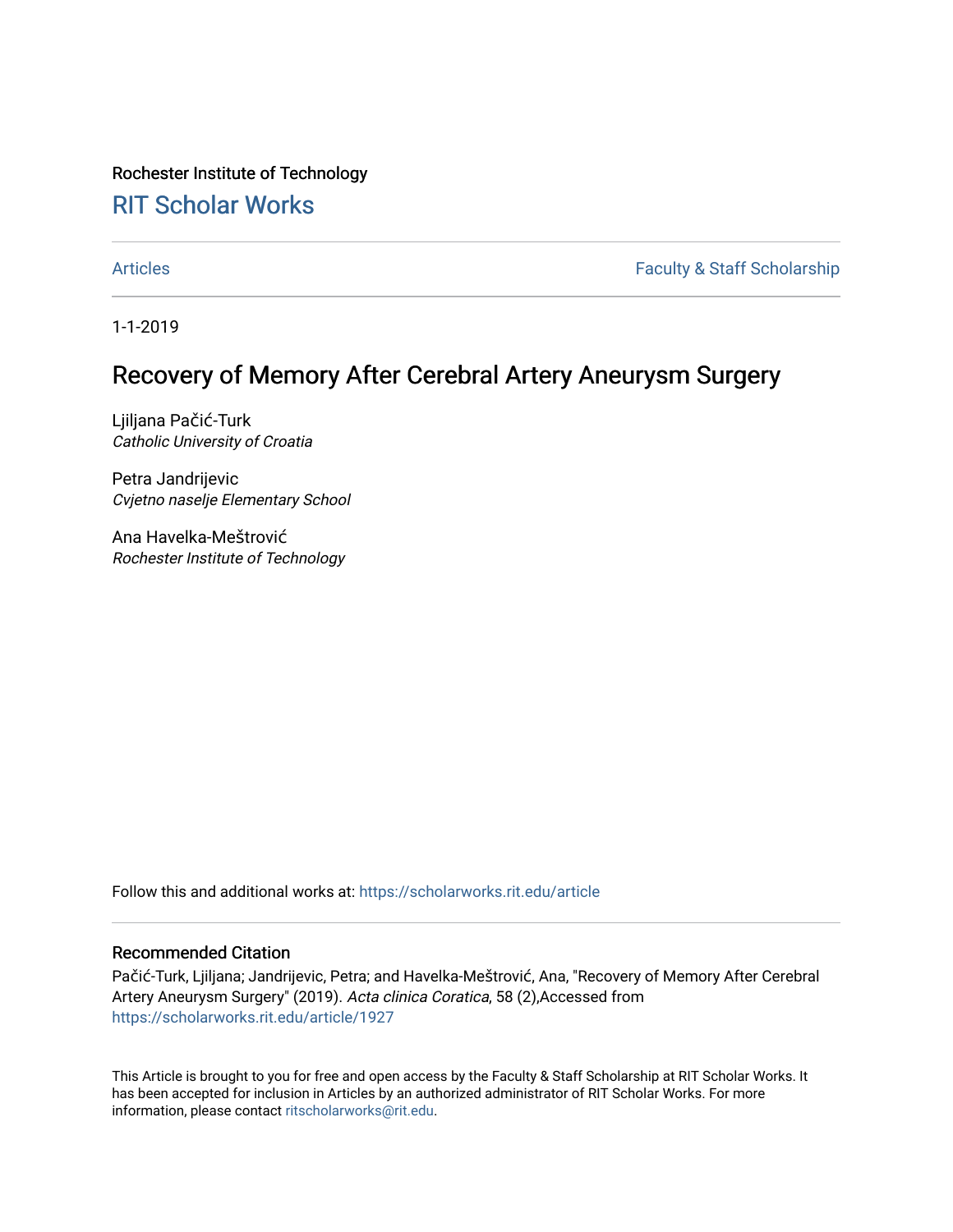Rochester Institute of Technology

# RIT Scholar Works

Articles | Faculty & Staff Scholarship

1-1-2019

## Recovery of Memory After Cerebral Artery Aneurysm Surgery

Ljiljana Pačić-Turk
*Catholic University of Croatia*

Petra Jandrijevic
*Cvjetno naselje Elementary School*

Ana Havelka-Meštrović
*Rochester Institute of Technology*

Follow this and additional works at: https://scholarworks.rit.edu/article

### Recommended Citation

Pačić-Turk, Ljiljana; Jandrijevic, Petra; and Havelka-Meštrović, Ana, "Recovery of Memory After Cerebral Artery Aneurysm Surgery" (2019). *Acta clinica Coratica*, 58 (2),Accessed from https://scholarworks.rit.edu/article/1927

This Article is brought to you for free and open access by the Faculty & Staff Scholarship at RIT Scholar Works. It has been accepted for inclusion in Articles by an authorized administrator of RIT Scholar Works. For more information, please contact ritscholarworks@rit.edu.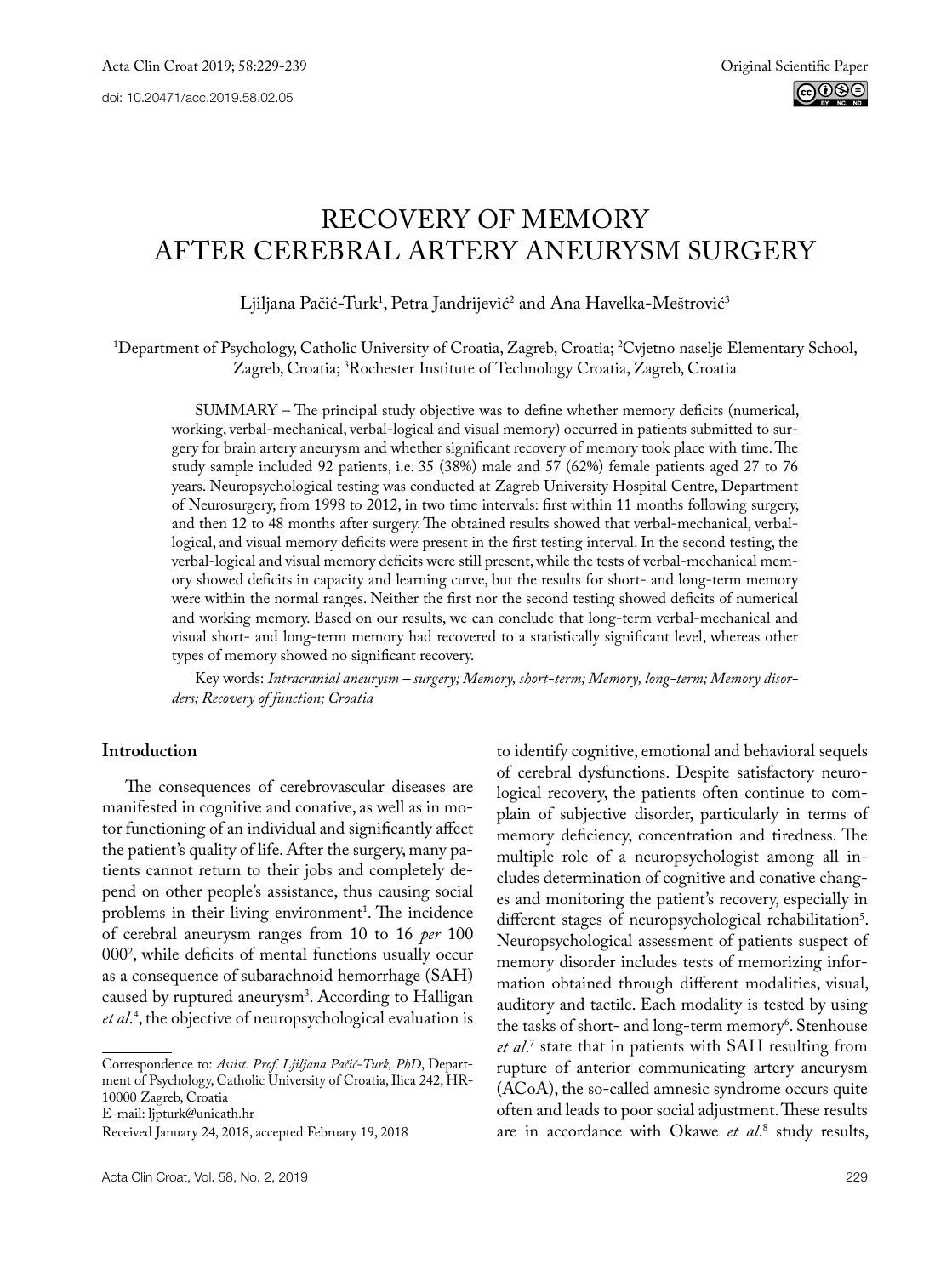# RECOVERY OF MEMORY AFTER CEREBRAL ARTERY ANEURYSM SURGERY

Ljiljana Pačić-Turk[1], Petra Jandrijević[2] and Ana Havelka-Meštrović[3]

[1]Department of Psychology, Catholic University of Croatia, Zagreb, Croatia; [2]Cvjetno naselje Elementary School, Zagreb, Croatia; [3]Rochester Institute of Technology Croatia, Zagreb, Croatia

SUMMARY – The principal study objective was to define whether memory deficits (numerical, working, verbal-mechanical, verbal-logical and visual memory) occurred in patients submitted to surgery for brain artery aneurysm and whether significant recovery of memory took place with time. The study sample included 92 patients, i.e. 35 (38%) male and 57 (62%) female patients aged 27 to 76 years. Neuropsychological testing was conducted at Zagreb University Hospital Centre, Department of Neurosurgery, from 1998 to 2012, in two time intervals: first within 11 months following surgery, and then 12 to 48 months after surgery. The obtained results showed that verbal-mechanical, verbal-logical, and visual memory deficits were present in the first testing interval. In the second testing, the verbal-logical and visual memory deficits were still present, while the tests of verbal-mechanical memory showed deficits in capacity and learning curve, but the results for short- and long-term memory were within the normal ranges. Neither the first nor the second testing showed deficits of numerical and working memory. Based on our results, we can conclude that long-term verbal-mechanical and visual short- and long-term memory had recovered to a statistically significant level, whereas other types of memory showed no significant recovery.

Key words: *Intracranial aneurysm – surgery; Memory, short-term; Memory, long-term; Memory disorders; Recovery of function; Croatia*

## Introduction

The consequences of cerebrovascular diseases are manifested in cognitive and conative, as well as in motor functioning of an individual and significantly affect the patient's quality of life. After the surgery, many patients cannot return to their jobs and completely depend on other people's assistance, thus causing social problems in their living environment[1]. The incidence of cerebral aneurysm ranges from 10 to 16 *per* 100 000[2], while deficits of mental functions usually occur as a consequence of subarachnoid hemorrhage (SAH) caused by ruptured aneurysm[3]. According to Halligan *et al*.[4], the objective of neuropsychological evaluation is to identify cognitive, emotional and behavioral sequels of cerebral dysfunctions. Despite satisfactory neurological recovery, the patients often continue to complain of subjective disorder, particularly in terms of memory deficiency, concentration and tiredness. The multiple role of a neuropsychologist among all includes determination of cognitive and conative changes and monitoring the patient's recovery, especially in different stages of neuropsychological rehabilitation[5]. Neuropsychological assessment of patients suspect of memory disorder includes tests of memorizing information obtained through different modalities, visual, auditory and tactile. Each modality is tested by using the tasks of short- and long-term memory[6]. Stenhouse *et al*.[7] state that in patients with SAH resulting from rupture of anterior communicating artery aneurysm (ACoA), the so-called amnesic syndrome occurs quite often and leads to poor social adjustment. These results are in accordance with Okawe *et al*.[8] study results,

Correspondence to: *Assist. Prof. Ljiljana Pačić-Turk, PhD*, Department of Psychology, Catholic University of Croatia, Ilica 242, HR-10000 Zagreb, Croatia

E-mail: ljpturk@unicath.hr

Received January 24, 2018, accepted February 19, 2018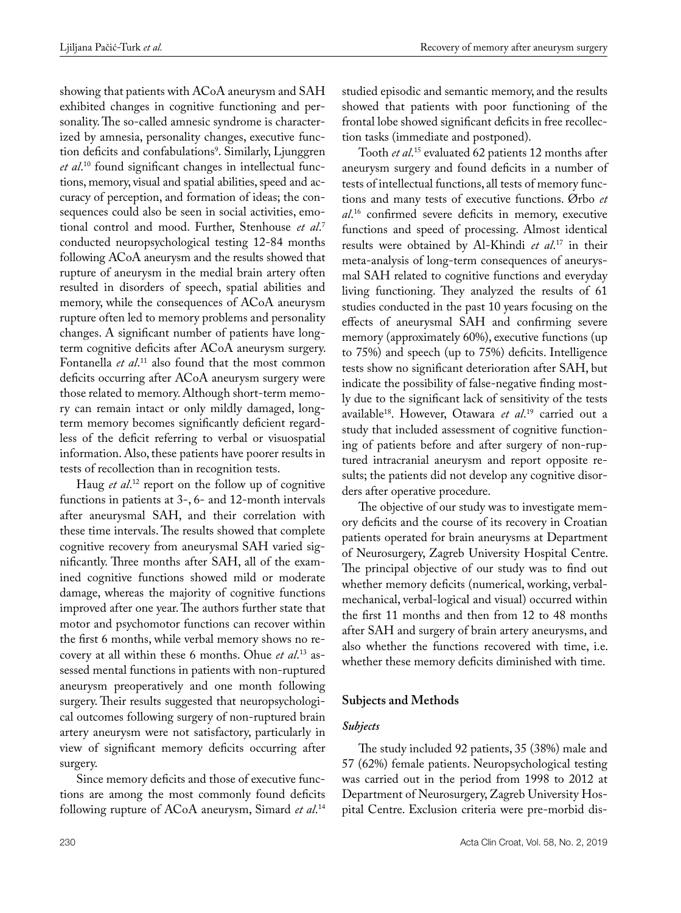showing that patients with ACoA aneurysm and SAH exhibited changes in cognitive functioning and personality. The so-called amnesic syndrome is characterized by amnesia, personality changes, executive function deficits and confabulations[9]. Similarly, Ljunggren *et al*.[10] found significant changes in intellectual functions, memory, visual and spatial abilities, speed and accuracy of perception, and formation of ideas; the consequences could also be seen in social activities, emotional control and mood. Further, Stenhouse *et al*.[7] conducted neuropsychological testing 12-84 months following ACoA aneurysm and the results showed that rupture of aneurysm in the medial brain artery often resulted in disorders of speech, spatial abilities and memory, while the consequences of ACoA aneurysm rupture often led to memory problems and personality changes. A significant number of patients have long-term cognitive deficits after ACoA aneurysm surgery. Fontanella *et al*.[11] also found that the most common deficits occurring after ACoA aneurysm surgery were those related to memory. Although short-term memory can remain intact or only mildly damaged, long-term memory becomes significantly deficient regardless of the deficit referring to verbal or visuospatial information. Also, these patients have poorer results in tests of recollection than in recognition tests.

Haug *et al*.[12] report on the follow up of cognitive functions in patients at 3-, 6- and 12-month intervals after aneurysmal SAH, and their correlation with these time intervals. The results showed that complete cognitive recovery from aneurysmal SAH varied significantly. Three months after SAH, all of the examined cognitive functions showed mild or moderate damage, whereas the majority of cognitive functions improved after one year. The authors further state that motor and psychomotor functions can recover within the first 6 months, while verbal memory shows no recovery at all within these 6 months. Ohue *et al*.[13] assessed mental functions in patients with non-ruptured aneurysm preoperatively and one month following surgery. Their results suggested that neuropsychological outcomes following surgery of non-ruptured brain artery aneurysm were not satisfactory, particularly in view of significant memory deficits occurring after surgery.

Since memory deficits and those of executive functions are among the most commonly found deficits following rupture of ACoA aneurysm, Simard *et al*.[14] studied episodic and semantic memory, and the results showed that patients with poor functioning of the frontal lobe showed significant deficits in free recollection tasks (immediate and postponed).

Tooth *et al*.[15] evaluated 62 patients 12 months after aneurysm surgery and found deficits in a number of tests of intellectual functions, all tests of memory functions and many tests of executive functions. Ørbo *et al*.[16] confirmed severe deficits in memory, executive functions and speed of processing. Almost identical results were obtained by Al-Khindi *et al*.[17] in their meta-analysis of long-term consequences of aneurysmal SAH related to cognitive functions and everyday living functioning. They analyzed the results of 61 studies conducted in the past 10 years focusing on the effects of aneurysmal SAH and confirming severe memory (approximately 60%), executive functions (up to 75%) and speech (up to 75%) deficits. Intelligence tests show no significant deterioration after SAH, but indicate the possibility of false-negative finding mostly due to the significant lack of sensitivity of the tests available[18]. However, Otawara *et al*.[19] carried out a study that included assessment of cognitive functioning of patients before and after surgery of non-ruptured intracranial aneurysm and report opposite results; the patients did not develop any cognitive disorders after operative procedure.

The objective of our study was to investigate memory deficits and the course of its recovery in Croatian patients operated for brain aneurysms at Department of Neurosurgery, Zagreb University Hospital Centre. The principal objective of our study was to find out whether memory deficits (numerical, working, verbal-mechanical, verbal-logical and visual) occurred within the first 11 months and then from 12 to 48 months after SAH and surgery of brain artery aneurysms, and also whether the functions recovered with time, i.e. whether these memory deficits diminished with time.

## Subjects and Methods

### *Subjects*

The study included 92 patients, 35 (38%) male and 57 (62%) female patients. Neuropsychological testing was carried out in the period from 1998 to 2012 at Department of Neurosurgery, Zagreb University Hospital Centre. Exclusion criteria were pre-morbid dis-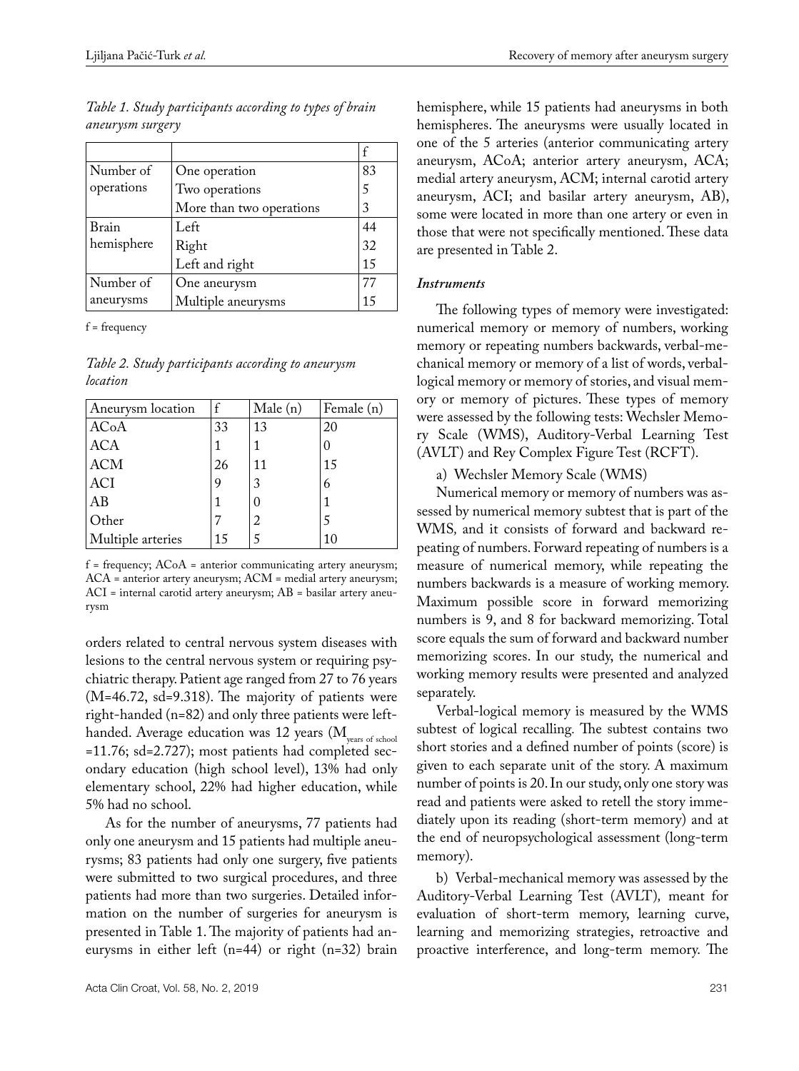*Table 1. Study participants according to types of brain aneurysm surgery*

| | | f |
|---|---|---|
| Number of operations | One operation | 83 |
| | Two operations | 5 |
| | More than two operations | 3 |
| Brain hemisphere | Left | 44 |
| | Right | 32 |
| | Left and right | 15 |
| Number of aneurysms | One aneurysm | 77 |
| | Multiple aneurysms | 15 |

f = frequency

*Table 2. Study participants according to aneurysm location*

| Aneurysm location | f | Male (n) | Female (n) |
|---|---|---|---|
| ACoA | 33 | 13 | 20 |
| ACA | 1 | 1 | 0 |
| ACM | 26 | 11 | 15 |
| ACI | 9 | 3 | 6 |
| AB | 1 | 0 | 1 |
| Other | 7 | 2 | 5 |
| Multiple arteries | 15 | 5 | 10 |

f = frequency; ACoA = anterior communicating artery aneurysm; ACA = anterior artery aneurysm; ACM = medial artery aneurysm; ACI = internal carotid artery aneurysm; AB = basilar artery aneurysm

orders related to central nervous system diseases with lesions to the central nervous system or requiring psychiatric therapy. Patient age ranged from 27 to 76 years (M=46.72, sd=9.318). The majority of patients were right-handed (n=82) and only three patients were left-handed. Average education was 12 years ($M_{years\ of\ school}$ =11.76; sd=2.727); most patients had completed secondary education (high school level), 13% had only elementary school, 22% had higher education, while 5% had no school.

As for the number of aneurysms, 77 patients had only one aneurysm and 15 patients had multiple aneurysms; 83 patients had only one surgery, five patients were submitted to two surgical procedures, and three patients had more than two surgeries. Detailed information on the number of surgeries for aneurysm is presented in Table 1. The majority of patients had aneurysms in either left (n=44) or right (n=32) brain hemisphere, while 15 patients had aneurysms in both hemispheres. The aneurysms were usually located in one of the 5 arteries (anterior communicating artery aneurysm, ACoA; anterior artery aneurysm, ACA; medial artery aneurysm, ACM; internal carotid artery aneurysm, ACI; and basilar artery aneurysm, AB), some were located in more than one artery or even in those that were not specifically mentioned. These data are presented in Table 2.

### *Instruments*

The following types of memory were investigated: numerical memory or memory of numbers, working memory or repeating numbers backwards, verbal-mechanical memory or memory of a list of words, verbal-logical memory or memory of stories, and visual memory or memory of pictures. These types of memory were assessed by the following tests: Wechsler Memory Scale (WMS), Auditory-Verbal Learning Test (AVLT) and Rey Complex Figure Test (RCFT).

a) Wechsler Memory Scale (WMS)

Numerical memory or memory of numbers was assessed by numerical memory subtest that is part of the WMS, and it consists of forward and backward repeating of numbers. Forward repeating of numbers is a measure of numerical memory, while repeating the numbers backwards is a measure of working memory. Maximum possible score in forward memorizing numbers is 9, and 8 for backward memorizing. Total score equals the sum of forward and backward number memorizing scores. In our study, the numerical and working memory results were presented and analyzed separately.

Verbal-logical memory is measured by the WMS subtest of logical recalling. The subtest contains two short stories and a defined number of points (score) is given to each separate unit of the story. A maximum number of points is 20. In our study, only one story was read and patients were asked to retell the story immediately upon its reading (short-term memory) and at the end of neuropsychological assessment (long-term memory).

b) Verbal-mechanical memory was assessed by the Auditory-Verbal Learning Test (AVLT), meant for evaluation of short-term memory, learning curve, learning and memorizing strategies, retroactive and proactive interference, and long-term memory. The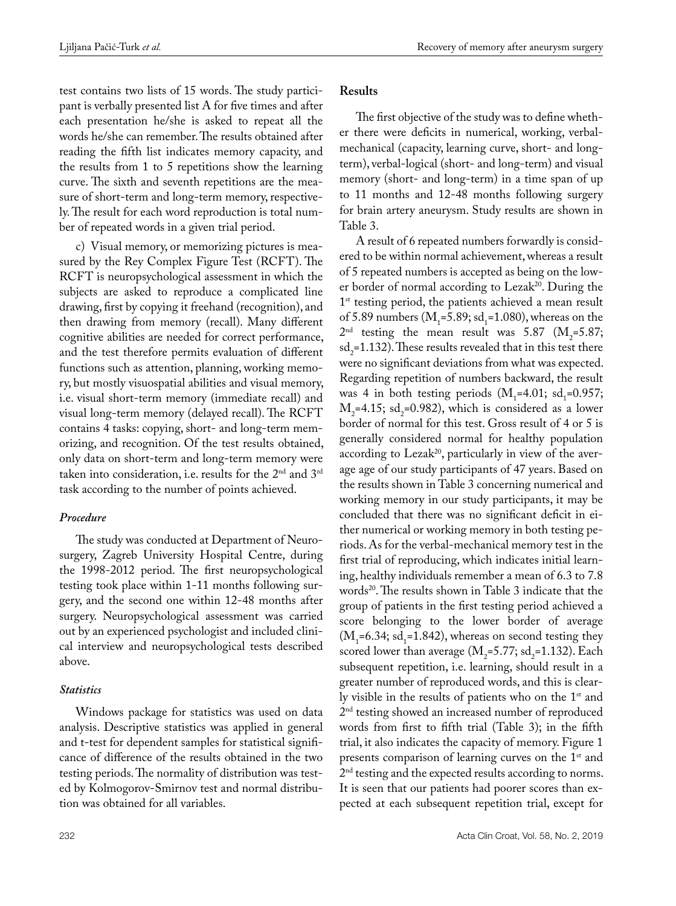test contains two lists of 15 words. The study participant is verbally presented list A for five times and after each presentation he/she is asked to repeat all the words he/she can remember. The results obtained after reading the fifth list indicates memory capacity, and the results from 1 to 5 repetitions show the learning curve. The sixth and seventh repetitions are the measure of short-term and long-term memory, respectively. The result for each word reproduction is total number of repeated words in a given trial period.

c) Visual memory, or memorizing pictures is measured by the Rey Complex Figure Test (RCFT). The RCFT is neuropsychological assessment in which the subjects are asked to reproduce a complicated line drawing, first by copying it freehand (recognition), and then drawing from memory (recall). Many different cognitive abilities are needed for correct performance, and the test therefore permits evaluation of different functions such as attention, planning, working memory, but mostly visuospatial abilities and visual memory, i.e. visual short-term memory (immediate recall) and visual long-term memory (delayed recall). The RCFT contains 4 tasks: copying, short- and long-term memorizing, and recognition. Of the test results obtained, only data on short-term and long-term memory were taken into consideration, i.e. results for the 2nd and 3rd task according to the number of points achieved.

### *Procedure*

The study was conducted at Department of Neurosurgery, Zagreb University Hospital Centre, during the 1998-2012 period. The first neuropsychological testing took place within 1-11 months following surgery, and the second one within 12-48 months after surgery. Neuropsychological assessment was carried out by an experienced psychologist and included clinical interview and neuropsychological tests described above.

### *Statistics*

Windows package for statistics was used on data analysis. Descriptive statistics was applied in general and t-test for dependent samples for statistical significance of difference of the results obtained in the two testing periods. The normality of distribution was tested by Kolmogorov-Smirnov test and normal distribution was obtained for all variables.

## Results

The first objective of the study was to define whether there were deficits in numerical, working, verbal-mechanical (capacity, learning curve, short- and long-term), verbal-logical (short- and long-term) and visual memory (short- and long-term) in a time span of up to 11 months and 12-48 months following surgery for brain artery aneurysm. Study results are shown in Table 3.

A result of 6 repeated numbers forwardly is considered to be within normal achievement, whereas a result of 5 repeated numbers is accepted as being on the lower border of normal according to Lezak[20]. During the 1st testing period, the patients achieved a mean result of 5.89 numbers ($M_1$=5.89; $sd_1$=1.080), whereas on the 2nd testing the mean result was 5.87 ($M_2$=5.87; $sd_2$=1.132). These results revealed that in this test there were no significant deviations from what was expected. Regarding repetition of numbers backward, the result was 4 in both testing periods ($M_1$=4.01; $sd_1$=0.957; $M_2$=4.15; $sd_2$=0.982), which is considered as a lower border of normal for this test. Gross result of 4 or 5 is generally considered normal for healthy population according to Lezak[20], particularly in view of the average age of our study participants of 47 years. Based on the results shown in Table 3 concerning numerical and working memory in our study participants, it may be concluded that there was no significant deficit in either numerical or working memory in both testing periods. As for the verbal-mechanical memory test in the first trial of reproducing, which indicates initial learning, healthy individuals remember a mean of 6.3 to 7.8 words[20]. The results shown in Table 3 indicate that the group of patients in the first testing period achieved a score belonging to the lower border of average ($M_1$=6.34; $sd_1$=1.842), whereas on second testing they scored lower than average ($M_2$=5.77; $sd_2$=1.132). Each subsequent repetition, i.e. learning, should result in a greater number of reproduced words, and this is clearly visible in the results of patients who on the 1st and 2nd testing showed an increased number of reproduced words from first to fifth trial (Table 3); in the fifth trial, it also indicates the capacity of memory. Figure 1 presents comparison of learning curves on the 1st and 2nd testing and the expected results according to norms. It is seen that our patients had poorer scores than expected at each subsequent repetition trial, except for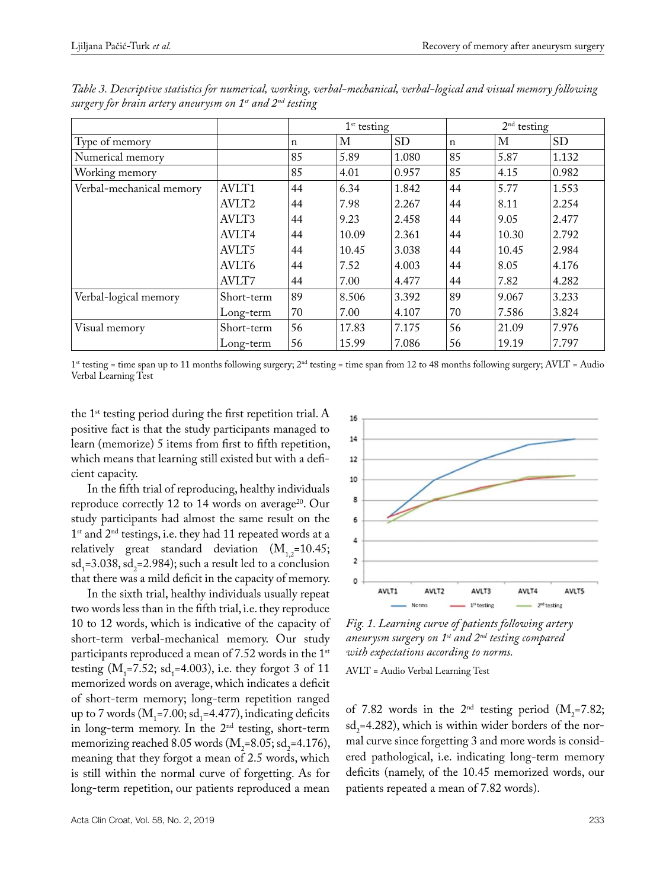*Table 3. Descriptive statistics for numerical, working, verbal-mechanical, verbal-logical and visual memory following surgery for brain artery aneurysm on 1st and 2nd testing*

| | | 1st testing | | | 2nd testing | | |
|---|---|---|---|---|---|---|---|
| Type of memory | | n | M | SD | n | M | SD |
| Numerical memory | | 85 | 5.89 | 1.080 | 85 | 5.87 | 1.132 |
| Working memory | | 85 | 4.01 | 0.957 | 85 | 4.15 | 0.982 |
| Verbal-mechanical memory | AVLT1 | 44 | 6.34 | 1.842 | 44 | 5.77 | 1.553 |
| | AVLT2 | 44 | 7.98 | 2.267 | 44 | 8.11 | 2.254 |
| | AVLT3 | 44 | 9.23 | 2.458 | 44 | 9.05 | 2.477 |
| | AVLT4 | 44 | 10.09 | 2.361 | 44 | 10.30 | 2.792 |
| | AVLT5 | 44 | 10.45 | 3.038 | 44 | 10.45 | 2.984 |
| | AVLT6 | 44 | 7.52 | 4.003 | 44 | 8.05 | 4.176 |
| | AVLT7 | 44 | 7.00 | 4.477 | 44 | 7.82 | 4.282 |
| Verbal-logical memory | Short-term | 89 | 8.506 | 3.392 | 89 | 9.067 | 3.233 |
| | Long-term | 70 | 7.00 | 4.107 | 70 | 7.586 | 3.824 |
| Visual memory | Short-term | 56 | 17.83 | 7.175 | 56 | 21.09 | 7.976 |
| | Long-term | 56 | 15.99 | 7.086 | 56 | 19.19 | 7.797 |

1st testing = time span up to 11 months following surgery; 2nd testing = time span from 12 to 48 months following surgery; AVLT = Audio Verbal Learning Test

the 1st testing period during the first repetition trial. A positive fact is that the study participants managed to learn (memorize) 5 items from first to fifth repetition, which means that learning still existed but with a deficient capacity.

In the fifth trial of reproducing, healthy individuals reproduce correctly 12 to 14 words on average[20]. Our study participants had almost the same result on the 1st and 2nd testings, i.e. they had 11 repeated words at a relatively great standard deviation ($M_{1,2}$=10.45; $sd_1$=3.038, $sd_2$=2.984); such a result led to a conclusion that there was a mild deficit in the capacity of memory.

In the sixth trial, healthy individuals usually repeat two words less than in the fifth trial, i.e. they reproduce 10 to 12 words, which is indicative of the capacity of short-term verbal-mechanical memory. Our study participants reproduced a mean of 7.52 words in the 1st testing ($M_1$=7.52; $sd_1$=4.003), i.e. they forgot 3 of 11 memorized words on average, which indicates a deficit of short-term memory; long-term repetition ranged up to 7 words ($M_1$=7.00; $sd_1$=4.477), indicating deficits in long-term memory. In the 2nd testing, short-term memorizing reached 8.05 words ($M_2$=8.05; $sd_2$=4.176), meaning that they forgot a mean of 2.5 words, which is still within the normal curve of forgetting. As for long-term repetition, our patients reproduced a mean of 7.82 words in the 2nd testing period ($M_2$=7.82; $sd_2$=4.282), which is within wider borders of the normal curve since forgetting 3 and more words is considered pathological, i.e. indicating long-term memory deficits (namely, of the 10.45 memorized words, our patients repeated a mean of 7.82 words).

*Fig. 1. Learning curve of patients following artery aneurysm surgery on 1st and 2nd testing compared with expectations according to norms.*

AVLT = Audio Verbal Learning Test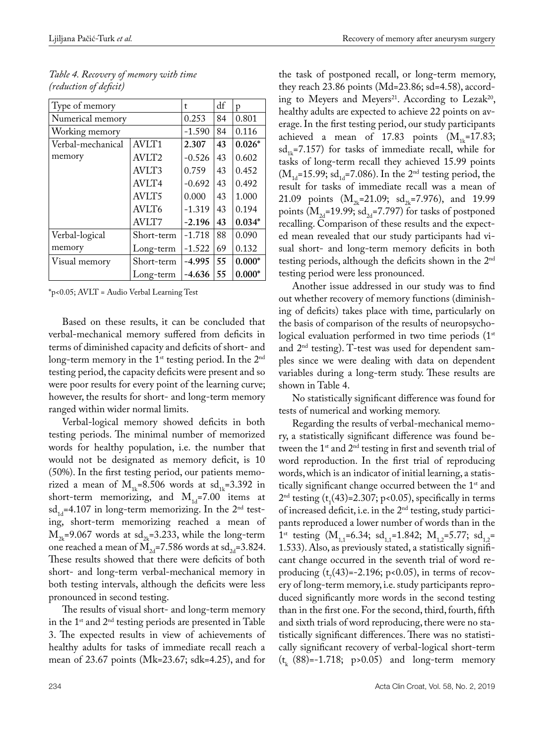*Table 4. Recovery of memory with time (reduction of deficit)*

| Type of memory | | t | df | p |
|---|---|---|---|---|
| Numerical memory | | 0.253 | 84 | 0.801 |
| Working memory | | -1.590 | 84 | 0.116 |
| Verbal-mechanical memory | AVLT1 | **2.307** | **43** | **0.026*** |
| | AVLT2 | -0.526 | 43 | 0.602 |
| | AVLT3 | 0.759 | 43 | 0.452 |
| | AVLT4 | -0.692 | 43 | 0.492 |
| | AVLT5 | 0.000 | 43 | 1.000 |
| | AVLT6 | -1.319 | 43 | 0.194 |
| | AVLT7 | **-2.196** | **43** | **0.034*** |
| Verbal-logical memory | Short-term | -1.718 | 88 | 0.090 |
| | Long-term | -1.522 | 69 | 0.132 |
| Visual memory | Short-term | **-4.995** | **55** | **0.000*** |
| | Long-term | **-4.636** | **55** | **0.000*** |

*p<0.05; AVLT = Audio Verbal Learning Test

Based on these results, it can be concluded that verbal-mechanical memory suffered from deficits in terms of diminished capacity and deficits of short- and long-term memory in the 1st testing period. In the 2nd testing period, the capacity deficits were present and so were poor results for every point of the learning curve; however, the results for short- and long-term memory ranged within wider normal limits.

Verbal-logical memory showed deficits in both testing periods. The minimal number of memorized words for healthy population, i.e. the number that would not be designated as memory deficit, is 10 (50%). In the first testing period, our patients memorized a mean of $M_{1k}$=8.506 words at $sd_{1k}$=3.392 in short-term memorizing, and $M_{1d}$=7.00 items at $sd_{1d}$=4.107 in long-term memorizing. In the 2nd testing, short-term memorizing reached a mean of $M_{2k}$=9.067 words at $sd_{2k}$=3.233, while the long-term one reached a mean of $M_{2d}$=7.586 words at $sd_{2d}$=3.824. These results showed that there were deficits of both short- and long-term verbal-mechanical memory in both testing intervals, although the deficits were less pronounced in second testing.

The results of visual short- and long-term memory in the 1st and 2nd testing periods are presented in Table 3. The expected results in view of achievements of healthy adults for tasks of immediate recall reach a mean of 23.67 points (Mk=23.67; sdk=4.25), and for the task of postponed recall, or long-term memory, they reach 23.86 points (Md=23.86; sd=4.58), according to Meyers and Meyers[21]. According to Lezak[20], healthy adults are expected to achieve 22 points on average. In the first testing period, our study participants achieved a mean of 17.83 points ($M_{1k}$=17.83; $sd_{1k}$=7.157) for tasks of immediate recall, while for tasks of long-term recall they achieved 15.99 points ($M_{1d}$=15.99; $sd_{1d}$=7.086). In the 2nd testing period, the result for tasks of immediate recall was a mean of 21.09 points ($M_{2k}$=21.09; $sd_{2k}$=7.976), and 19.99 points ($M_{2d}$=19.99; $sd_{2d}$=7.797) for tasks of postponed recalling. Comparison of these results and the expected mean revealed that our study participants had visual short- and long-term memory deficits in both testing periods, although the deficits shown in the 2nd testing period were less pronounced.

Another issue addressed in our study was to find out whether recovery of memory functions (diminishing of deficits) takes place with time, particularly on the basis of comparison of the results of neuropsychological evaluation performed in two time periods (1st and 2nd testing). T-test was used for dependent samples since we were dealing with data on dependent variables during a long-term study. These results are shown in Table 4.

No statistically significant difference was found for tests of numerical and working memory.

Regarding the results of verbal-mechanical memory, a statistically significant difference was found between the 1st and 2nd testing in first and seventh trial of word reproduction. In the first trial of reproducing words, which is an indicator of initial learning, a statistically significant change occurred between the 1st and 2nd testing ($t_1(43)=2.307$; $p<0.05$), specifically in terms of increased deficit, i.e. in the 2nd testing, study participants reproduced a lower number of words than in the 1st testing ($M_{1,1}$=6.34; $sd_{1,1}$=1.842; $M_{1,2}$=5.77; $sd_{1,2}$= 1.533). Also, as previously stated, a statistically significant change occurred in the seventh trial of word reproducing ($t_7(43)=-2.196$; $p<0.05$), in terms of recovery of long-term memory, i.e. study participants reproduced significantly more words in the second testing than in the first one. For the second, third, fourth, fifth and sixth trials of word reproducing, there were no statistically significant differences. There was no statistically significant recovery of verbal-logical short-term ($t_k$ (88)=-1.718; $p>0.05$) and long-term memory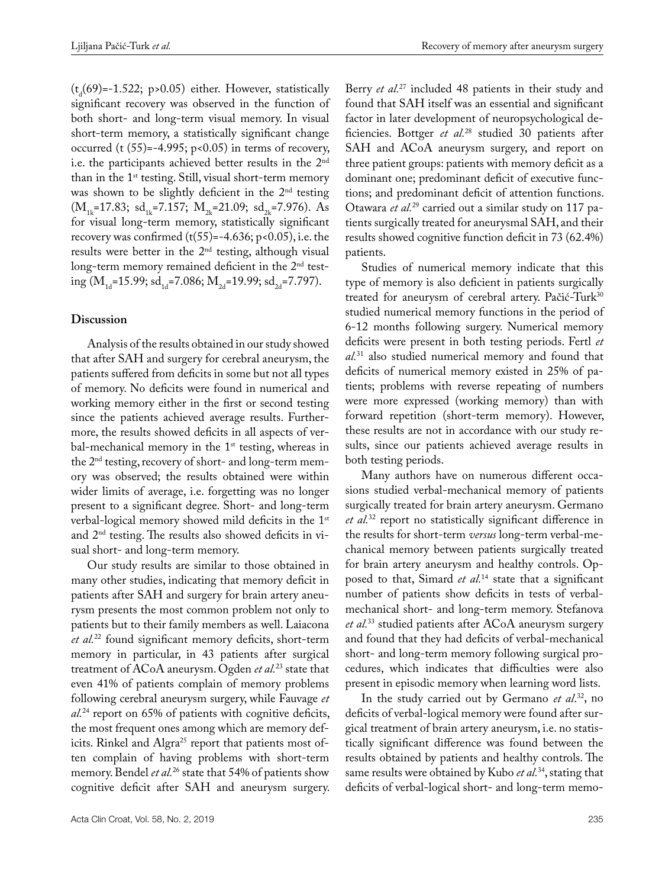($t_d(69)=-1.522$; $p>0.05$) either. However, statistically significant recovery was observed in the function of both short- and long-term visual memory. In visual short-term memory, a statistically significant change occurred ($t(55)=-4.995$; $p<0.05$) in terms of recovery, i.e. the participants achieved better results in the 2nd than in the 1st testing. Still, visual short-term memory was shown to be slightly deficient in the 2nd testing ($M_{1k}=17.83$; $sd_{1k}=7.157$; $M_{2k}=21.09$; $sd_{2k}=7.976$). As for visual long-term memory, statistically significant recovery was confirmed ($t(55)=-4.636$; $p<0.05$), i.e. the results were better in the 2nd testing, although visual long-term memory remained deficient in the 2nd testing ($M_{1d}=15.99$; $sd_{1d}=7.086$; $M_{2d}=19.99$; $sd_{2d}=7.797$).

## Discussion

Analysis of the results obtained in our study showed that after SAH and surgery for cerebral aneurysm, the patients suffered from deficits in some but not all types of memory. No deficits were found in numerical and working memory either in the first or second testing since the patients achieved average results. Furthermore, the results showed deficits in all aspects of verbal-mechanical memory in the 1st testing, whereas in the 2nd testing, recovery of short- and long-term memory was observed; the results obtained were within wider limits of average, i.e. forgetting was no longer present to a significant degree. Short- and long-term verbal-logical memory showed mild deficits in the 1st and 2nd testing. The results also showed deficits in visual short- and long-term memory.

Our study results are similar to those obtained in many other studies, indicating that memory deficit in patients after SAH and surgery for brain artery aneurysm presents the most common problem not only to patients but to their family members as well. Laiacona *et al.*[22] found significant memory deficits, short-term memory in particular, in 43 patients after surgical treatment of ACoA aneurysm. Ogden *et al.*[23] state that even 41% of patients complain of memory problems following cerebral aneurysm surgery, while Fauvage *et al.*[24] report on 65% of patients with cognitive deficits, the most frequent ones among which are memory deficits. Rinkel and Algra[25] report that patients most often complain of having problems with short-term memory. Bendel *et al.*[26] state that 54% of patients show cognitive deficit after SAH and aneurysm surgery. Berry *et al.*[27] included 48 patients in their study and found that SAH itself was an essential and significant factor in later development of neuropsychological deficiencies. Bottger *et al.*[28] studied 30 patients after SAH and ACoA aneurysm surgery, and report on three patient groups: patients with memory deficit as a dominant one; predominant deficit of executive functions; and predominant deficit of attention functions. Otawara *et al.*[29] carried out a similar study on 117 patients surgically treated for aneurysmal SAH, and their results showed cognitive function deficit in 73 (62.4%) patients.

Studies of numerical memory indicate that this type of memory is also deficient in patients surgically treated for aneurysm of cerebral artery. Pačić-Turk[30] studied numerical memory functions in the period of 6-12 months following surgery. Numerical memory deficits were present in both testing periods. Fertl *et al.*[31] also studied numerical memory and found that deficits of numerical memory existed in 25% of patients; problems with reverse repeating of numbers were more expressed (working memory) than with forward repetition (short-term memory). However, these results are not in accordance with our study results, since our patients achieved average results in both testing periods.

Many authors have on numerous different occasions studied verbal-mechanical memory of patients surgically treated for brain artery aneurysm. Germano *et al.*[32] report no statistically significant difference in the results for short-term *versus* long-term verbal-mechanical memory between patients surgically treated for brain artery aneurysm and healthy controls. Opposed to that, Simard *et al.*[14] state that a significant number of patients show deficits in tests of verbal-mechanical short- and long-term memory. Stefanova *et al.*[33] studied patients after ACoA aneurysm surgery and found that they had deficits of verbal-mechanical short- and long-term memory following surgical procedures, which indicates that difficulties were also present in episodic memory when learning word lists.

In the study carried out by Germano *et al.*[32], no deficits of verbal-logical memory were found after surgical treatment of brain artery aneurysm, i.e. no statistically significant difference was found between the results obtained by patients and healthy controls. The same results were obtained by Kubo *et al.*[34], stating that deficits of verbal-logical short- and long-term memo-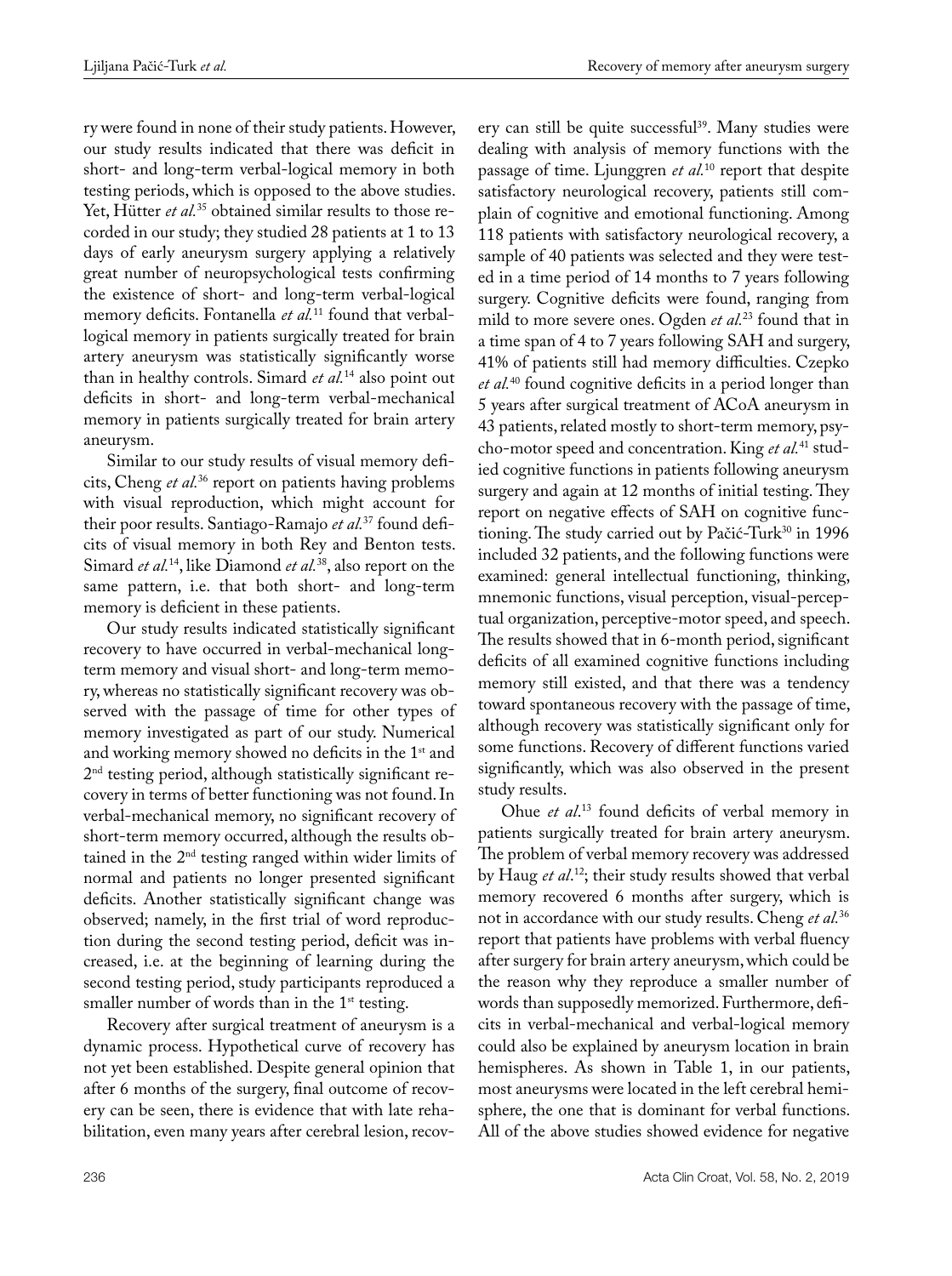ry were found in none of their study patients. However, our study results indicated that there was deficit in short- and long-term verbal-logical memory in both testing periods, which is opposed to the above studies. Yet, Hütter *et al.*[35] obtained similar results to those recorded in our study; they studied 28 patients at 1 to 13 days of early aneurysm surgery applying a relatively great number of neuropsychological tests confirming the existence of short- and long-term verbal-logical memory deficits. Fontanella *et al.*[11] found that verbal-logical memory in patients surgically treated for brain artery aneurysm was statistically significantly worse than in healthy controls. Simard *et al.*[14] also point out deficits in short- and long-term verbal-mechanical memory in patients surgically treated for brain artery aneurysm.

Similar to our study results of visual memory deficits, Cheng *et al.*[36] report on patients having problems with visual reproduction, which might account for their poor results. Santiago-Ramajo *et al.*[37] found deficits of visual memory in both Rey and Benton tests. Simard *et al.*[14], like Diamond *et al.*[38], also report on the same pattern, i.e. that both short- and long-term memory is deficient in these patients.

Our study results indicated statistically significant recovery to have occurred in verbal-mechanical long-term memory and visual short- and long-term memory, whereas no statistically significant recovery was observed with the passage of time for other types of memory investigated as part of our study. Numerical and working memory showed no deficits in the 1st and 2nd testing period, although statistically significant recovery in terms of better functioning was not found. In verbal-mechanical memory, no significant recovery of short-term memory occurred, although the results obtained in the 2nd testing ranged within wider limits of normal and patients no longer presented significant deficits. Another statistically significant change was observed; namely, in the first trial of word reproduction during the second testing period, deficit was increased, i.e. at the beginning of learning during the second testing period, study participants reproduced a smaller number of words than in the 1st testing.

Recovery after surgical treatment of aneurysm is a dynamic process. Hypothetical curve of recovery has not yet been established. Despite general opinion that after 6 months of the surgery, final outcome of recovery can be seen, there is evidence that with late rehabilitation, even many years after cerebral lesion, recovery can still be quite successful[39]. Many studies were dealing with analysis of memory functions with the passage of time. Ljunggren *et al.*[10] report that despite satisfactory neurological recovery, patients still complain of cognitive and emotional functioning. Among 118 patients with satisfactory neurological recovery, a sample of 40 patients was selected and they were tested in a time period of 14 months to 7 years following surgery. Cognitive deficits were found, ranging from mild to more severe ones. Ogden *et al.*[23] found that in a time span of 4 to 7 years following SAH and surgery, 41% of patients still had memory difficulties. Czepko *et al.*[40] found cognitive deficits in a period longer than 5 years after surgical treatment of ACoA aneurysm in 43 patients, related mostly to short-term memory, psycho-motor speed and concentration. King *et al.*[41] studied cognitive functions in patients following aneurysm surgery and again at 12 months of initial testing. They report on negative effects of SAH on cognitive functioning. The study carried out by Pačić-Turk[30] in 1996 included 32 patients, and the following functions were examined: general intellectual functioning, thinking, mnemonic functions, visual perception, visual-perceptual organization, perceptive-motor speed, and speech. The results showed that in 6-month period, significant deficits of all examined cognitive functions including memory still existed, and that there was a tendency toward spontaneous recovery with the passage of time, although recovery was statistically significant only for some functions. Recovery of different functions varied significantly, which was also observed in the present study results.

Ohue *et al*.[13] found deficits of verbal memory in patients surgically treated for brain artery aneurysm. The problem of verbal memory recovery was addressed by Haug *et al*.[12]; their study results showed that verbal memory recovered 6 months after surgery, which is not in accordance with our study results. Cheng *et al.*[36] report that patients have problems with verbal fluency after surgery for brain artery aneurysm, which could be the reason why they reproduce a smaller number of words than supposedly memorized. Furthermore, deficits in verbal-mechanical and verbal-logical memory could also be explained by aneurysm location in brain hemispheres. As shown in Table 1, in our patients, most aneurysms were located in the left cerebral hemisphere, the one that is dominant for verbal functions. All of the above studies showed evidence for negative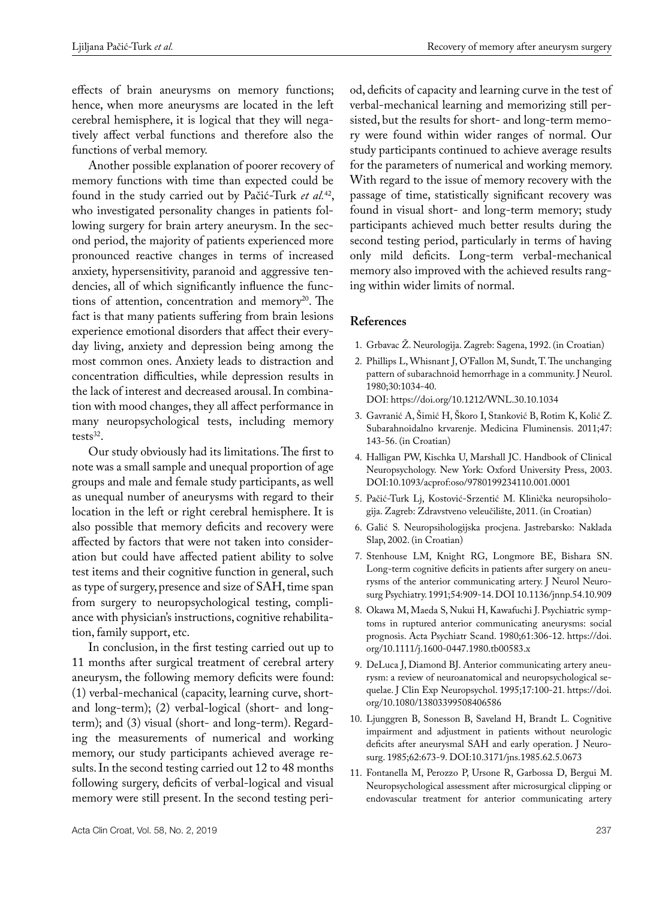effects of brain aneurysms on memory functions; hence, when more aneurysms are located in the left cerebral hemisphere, it is logical that they will negatively affect verbal functions and therefore also the functions of verbal memory.

Another possible explanation of poorer recovery of memory functions with time than expected could be found in the study carried out by Pačić-Turk *et al.*[42], who investigated personality changes in patients following surgery for brain artery aneurysm. In the second period, the majority of patients experienced more pronounced reactive changes in terms of increased anxiety, hypersensitivity, paranoid and aggressive tendencies, all of which significantly influence the functions of attention, concentration and memory[20]. The fact is that many patients suffering from brain lesions experience emotional disorders that affect their everyday living, anxiety and depression being among the most common ones. Anxiety leads to distraction and concentration difficulties, while depression results in the lack of interest and decreased arousal. In combination with mood changes, they all affect performance in many neuropsychological tests, including memory tests[32].

Our study obviously had its limitations. The first to note was a small sample and unequal proportion of age groups and male and female study participants, as well as unequal number of aneurysms with regard to their location in the left or right cerebral hemisphere. It is also possible that memory deficits and recovery were affected by factors that were not taken into consideration but could have affected patient ability to solve test items and their cognitive function in general, such as type of surgery, presence and size of SAH, time span from surgery to neuropsychological testing, compliance with physician's instructions, cognitive rehabilitation, family support, etc.

In conclusion, in the first testing carried out up to 11 months after surgical treatment of cerebral artery aneurysm, the following memory deficits were found: (1) verbal-mechanical (capacity, learning curve, short- and long-term); (2) verbal-logical (short- and long-term); and (3) visual (short- and long-term). Regarding the measurements of numerical and working memory, our study participants achieved average results. In the second testing carried out 12 to 48 months following surgery, deficits of verbal-logical and visual memory were still present. In the second testing period, deficits of capacity and learning curve in the test of verbal-mechanical learning and memorizing still persisted, but the results for short- and long-term memory were found within wider ranges of normal. Our study participants continued to achieve average results for the parameters of numerical and working memory. With regard to the issue of memory recovery with the passage of time, statistically significant recovery was found in visual short- and long-term memory; study participants achieved much better results during the second testing period, particularly in terms of having only mild deficits. Long-term verbal-mechanical memory also improved with the achieved results ranging within wider limits of normal.

## References

1. Grbavac Ž. Neurologija. Zagreb: Sagena, 1992. (in Croatian)
2. Phillips L, Whisnant J, O'Fallon M, Sundt, T. The unchanging pattern of subarachnoid hemorrhage in a community. J Neurol. 1980;30:1034-40. DOI: https://doi.org/10.1212/WNL.30.10.1034
3. Gavranić A, Šimić H, Škoro I, Stanković B, Rotim K, Kolić Z. Subarahnoidalno krvarenje. Medicina Fluminensis. 2011;47: 143-56. (in Croatian)
4. Halligan PW, Kischka U, Marshall JC. Handbook of Clinical Neuropsychology. New York: Oxford University Press, 2003. DOI:10.1093/acprof:oso/9780199234110.001.0001
5. Pačić-Turk Lj, Kostović-Srzentić M. Klinička neuropsihologija. Zagreb: Zdravstveno veleučilište, 2011. (in Croatian)
6. Galić S. Neuropsihologijska procjena. Jastrebarsko: Naklada Slap, 2002. (in Croatian)
7. Stenhouse LM, Knight RG, Longmore BE, Bishara SN. Long-term cognitive deficits in patients after surgery on aneurysms of the anterior communicating artery. J Neurol Neurosurg Psychiatry. 1991;54:909-14. DOI 10.1136/jnnp.54.10.909
8. Okawa M, Maeda S, Nukui H, Kawafuchi J. Psychiatric symptoms in ruptured anterior communicating aneurysms: social prognosis. Acta Psychiatr Scand. 1980;61:306-12. https://doi.org/10.1111/j.1600-0447.1980.tb00583.x
9. DeLuca J, Diamond BJ. Anterior communicating artery aneurysm: a review of neuroanatomical and neuropsychological sequelae. J Clin Exp Neuropsychol. 1995;17:100-21. https://doi.org/10.1080/13803399508406586
10. Ljunggren B, Sonesson B, Saveland H, Brandt L. Cognitive impairment and adjustment in patients without neurologic deficits after aneurysmal SAH and early operation. J Neurosurg. 1985;62:673-9. DOI:10.3171/jns.1985.62.5.0673
11. Fontanella M, Perozzo P, Ursone R, Garbossa D, Bergui M. Neuropsychological assessment after microsurgical clipping or endovascular treatment for anterior communicating artery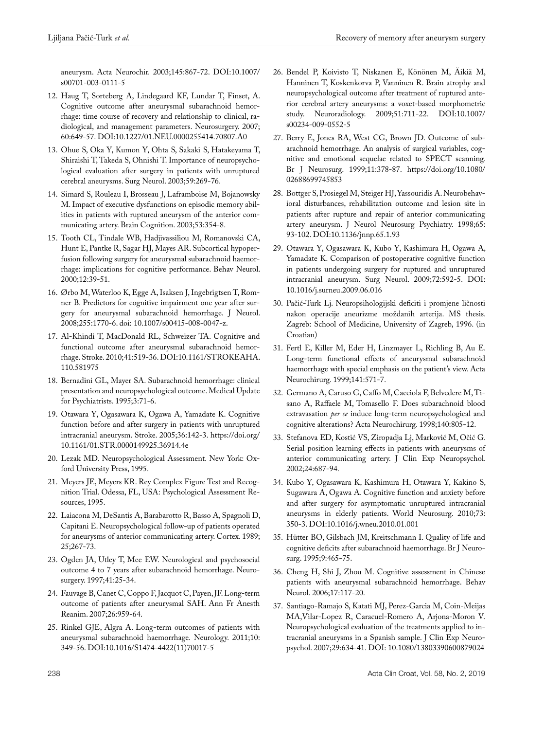aneurysm. Acta Neurochir. 2003;145:867-72. DOI:10.1007/s00701-003-0111-5

12. Haug T, Sorteberg A, Lindegaard KF, Lundar T, Finset, A. Cognitive outcome after aneurysmal subarachnoid hemorrhage: time course of recovery and relationship to clinical, radiological, and management parameters. Neurosurgery. 2007; 60:649-57. DOI:10.1227/01.NEU.0000255414.70807.A0
13. Ohue S, Oka Y, Kumon Y, Ohta S, Sakaki S, Hatakeyama T, Shiraishi T, Takeda S, Ohnishi T. Importance of neuropsychological evaluation after surgery in patients with unruptured cerebral aneurysms. Surg Neurol. 2003;59:269-76.
14. Simard S, Rouleau I, Brosseau J, Laframboise M, Bojanowsky M. Impact of executive dysfunctions on episodic memory abilities in patients with ruptured aneurysm of the anterior communicating artery. Brain Cognition. 2003;53:354-8.
15. Tooth CL, Tindale WB, Hadjivassiliou M, Romanovski CA, Hunt E, Pantke R, Sagar HJ, Mayes AR. Subcortical hypoperfusion following surgery for aneurysmal subarachnoid haemorrhage: implications for cognitive performance. Behav Neurol. 2000;12:39-51.
16. Ørbo M, Waterloo K, Egge A, Isaksen J, Ingebrigtsen T, Romner B. Predictors for cognitive impairment one year after surgery for aneurysmal subarachnoid hemorrhage. J Neurol. 2008;255:1770-6. doi: 10.1007/s00415-008-0047-z.
17. Al-Khindi T, MacDonald RL, Schweizer TA. Cognitive and functional outcome after aneurysmal subarachnoid hemorrhage. Stroke. 2010;41:519-36. DOI:10.1161/STROKEAHA.110.581975
18. Bernadini GL, Mayer SA. Subarachnoid hemorrhage: clinical presentation and neuropsychological outcome. Medical Update for Psychiatrists. 1995;3:71-6.
19. Otawara Y, Ogasawara K, Ogawa A, Yamadate K. Cognitive function before and after surgery in patients with unruptured intracranial aneurysm. Stroke. 2005;36:142-3. https://doi.org/10.1161/01.STR.0000149925.36914.4e
20. Lezak MD. Neuropsychological Assessment. New York: Oxford University Press, 1995.
21. Meyers JE, Meyers KR. Rey Complex Figure Test and Recognition Trial. Odessa, FL, USA: Psychological Assessment Resources, 1995.
22. Laiacona M, DeSantis A, Barabarotto R, Basso A, Spagnoli D, Capitani E. Neuropsychological follow-up of patients operated for aneurysms of anterior communicating artery. Cortex. 1989; 25;267-73.
23. Ogden JA, Utley T, Mee EW. Neurological and psychosocial outcome 4 to 7 years after subarachnoid hemorrhage. Neurosurgery. 1997;41:25-34.
24. Fauvage B, Canet C, Coppo F, Jacquot C, Payen, JF. Long-term outcome of patients after aneurysmal SAH. Ann Fr Anesth Reanim. 2007;26:959-64.
25. Rinkel GJE, Algra A. Long-term outcomes of patients with aneurysmal subarachnoid haemorrhage. Neurology. 2011;10: 349-56. DOI:10.1016/S1474-4422(11)70017-5
26. Bendel P, Koivisto T, Niskanen E, Könönen M, Äikiä M, Hanninen T, Koskenkorva P, Vanninen R. Brain atrophy and neuropsychological outcome after treatment of ruptured anterior cerebral artery aneurysms: a voxet-based morphometric study. Neuroradiology. 2009;51:711-22. DOI:10.1007/s00234-009-0552-5
27. Berry E, Jones RA, West CG, Brown JD. Outcome of subarachnoid hemorrhage. An analysis of surgical variables, cognitive and emotional sequelae related to SPECT scanning. Br J Neurosurg. 1999;11:378-87. https://doi.org/10.1080/02688699745853
28. Bottger S, Prosiegel M, Steiger HJ, Yassouridis A. Neurobehavioral disturbances, rehabilitation outcome and lesion site in patients after rupture and repair of anterior communicating artery aneurysm. J Neurol Neurosurg Psychiatry. 1998;65: 93-102. DOI:10.1136/jnnp.65.1.93
29. Otawara Y, Ogasawara K, Kubo Y, Kashimura H, Ogawa A, Yamadate K. Comparison of postoperative cognitive function in patients undergoing surgery for ruptured and unruptured intracranial aneurysm. Surg Neurol. 2009;72:592-5. DOI: 10.1016/j.surneu.2009.06.016
30. Pačić-Turk Lj. Neuropsihologijski deficiti i promjene ličnosti nakon operacije aneurizme moždanih arterija. MS thesis. Zagreb: School of Medicine, University of Zagreb, 1996. (in Croatian)
31. Fertl E, Killer M, Eder H, Linzmayer L, Richling B, Au E. Long-term functional effects of aneurysmal subarachnoid haemorrhage with special emphasis on the patient's view. Acta Neurochirurg. 1999;141:571-7.
32. Germano A, Caruso G, Caffo M, Cacciola F, Belvedere M, Tisano A, Raffaele M, Tomasello F. Does subarachnoid blood extravasation *per se* induce long-term neuropsychological and cognitive alterations? Acta Neurochirurg. 1998;140:805-12.
33. Stefanova ED, Kostić VS, Ziropadja Lj, Marković M, Očić G. Serial position learning effects in patients with aneurysms of anterior communicating artery. J Clin Exp Neuropsychol. 2002;24:687-94.
34. Kubo Y, Ogasawara K, Kashimura H, Otawara Y, Kakino S, Sugawara A, Ogawa A. Cognitive function and anxiety before and after surgery for asymptomatic unruptured intracranial aneurysms in elderly patients. World Neurosurg. 2010;73: 350-3. DOI:10.1016/j.wneu.2010.01.001
35. Hütter BO, Gilsbach JM, Kreitschmann I. Quality of life and cognitive deficits after subarachnoid haemorrhage. Br J Neurosurg. 1995;9:465-75.
36. Cheng H, Shi J, Zhou M. Cognitive assessment in Chinese patients with aneurysmal subarachnoid hemorrhage. Behav Neurol. 2006;17:117-20.
37. Santiago-Ramajo S, Katati MJ, Perez-Garcia M, Coin-Meijas MA,Vilar-Lopez R, Caracuel-Romero A, Arjona-Moron V. Neuropsychological evaluation of the treatments applied to intracranial aneurysms in a Spanish sample. J Clin Exp Neuropsychol. 2007;29:634-41. DOI: 10.1080/13803390600879024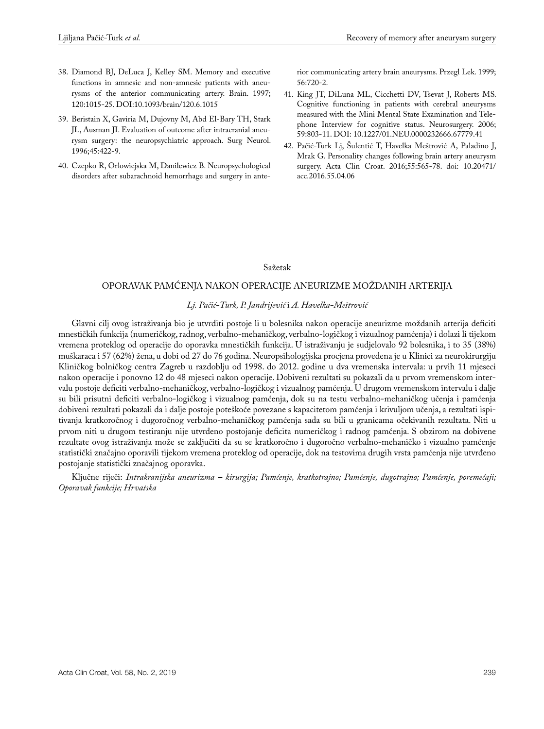38. Diamond BJ, DeLuca J, Kelley SM. Memory and executive functions in amnesic and non-amnesic patients with aneurysms of the anterior communicating artery. Brain. 1997; 120:1015-25. DOI:10.1093/brain/120.6.1015

39. Beristain X, Gaviria M, Dujovny M, Abd El-Bary TH, Stark JL, Ausman JI. Evaluation of outcome after intracranial aneurysm surgery: the neuropsychiatric approach. Surg Neurol. 1996;45:422-9.

40. Czepko R, Orlowiejska M, Danilewicz B. Neuropsychological disorders after subarachnoid hemorrhage and surgery in anterior communicating artery brain aneurysms. Przegl Lek. 1999; 56:720-2.

41. King JT, DiLuna ML, Cicchetti DV, Tsevat J, Roberts MS. Cognitive functioning in patients with cerebral aneurysms measured with the Mini Mental State Examination and Telephone Interview for cognitive status. Neurosurgery. 2006; 59:803-11. DOI: 10.1227/01.NEU.0000232666.67779.41

42. Pačić-Turk Lj, Šulentić T, Havelka Meštrović A, Paladino J, Mrak G. Personality changes following brain artery aneurysm surgery. Acta Clin Croat. 2016;55:565-78. doi: 10.20471/acc.2016.55.04.06

## Sažetak

### OPORAVAK PAMĆENJA NAKON OPERACIJE ANEURIZME MOŽDANIH ARTERIJA

*Lj. Pačić-Turk, P. Jandrijević* i *A. Havelka-Meštrović*

Glavni cilj ovog istraživanja bio je utvrditi postoje li u bolesnika nakon operacije aneurizme moždanih arterija deficiti mnestičkih funkcija (numeričkog, radnog, verbalno-mehaničkog, verbalno-logičkog i vizualnog pamćenja) i dolazi li tijekom vremena proteklog od operacije do oporavka mnestičkih funkcija. U istraživanju je sudjelovalo 92 bolesnika, i to 35 (38%) muškaraca i 57 (62%) žena, u dobi od 27 do 76 godina. Neuropsihologijska procjena provedena je u Klinici za neurokirurgiju Kliničkog bolničkog centra Zagreb u razdoblju od 1998. do 2012. godine u dva vremenska intervala: u prvih 11 mjeseci nakon operacije i ponovno 12 do 48 mjeseci nakon operacije. Dobiveni rezultati su pokazali da u prvom vremenskom intervalu postoje deficiti verbalno-mehaničkog, verbalno-logičkog i vizualnog pamćenja. U drugom vremenskom intervalu i dalje su bili prisutni deficiti verbalno-logičkog i vizualnog pamćenja, dok su na testu verbalno-mehaničkog učenja i pamćenja dobiveni rezultati pokazali da i dalje postoje poteškoće povezane s kapacitetom pamćenja i krivuljom učenja, a rezultati ispitivanja kratkoročnog i dugoročnog verbalno-mehaničkog pamćenja sada su bili u granicama očekivanih rezultata. Niti u prvom niti u drugom testiranju nije utvrđeno postojanje deficita numeričkog i radnog pamćenja. S obzirom na dobivene rezultate ovog istraživanja može se zaključiti da su se kratkoročno i dugoročno verbalno-mehaničko i vizualno pamćenje statistički značajno oporavili tijekom vremena proteklog od operacije, dok na testovima drugih vrsta pamćenja nije utvrđeno postojanje statistički značajnog oporavka.

Ključne riječi: *Intrakranijska aneurizma – kirurgija; Pamćenje, kratkotrajno; Pamćenje, dugotrajno; Pamćenje, poremećaji; Oporavak funkcije; Hrvatska*